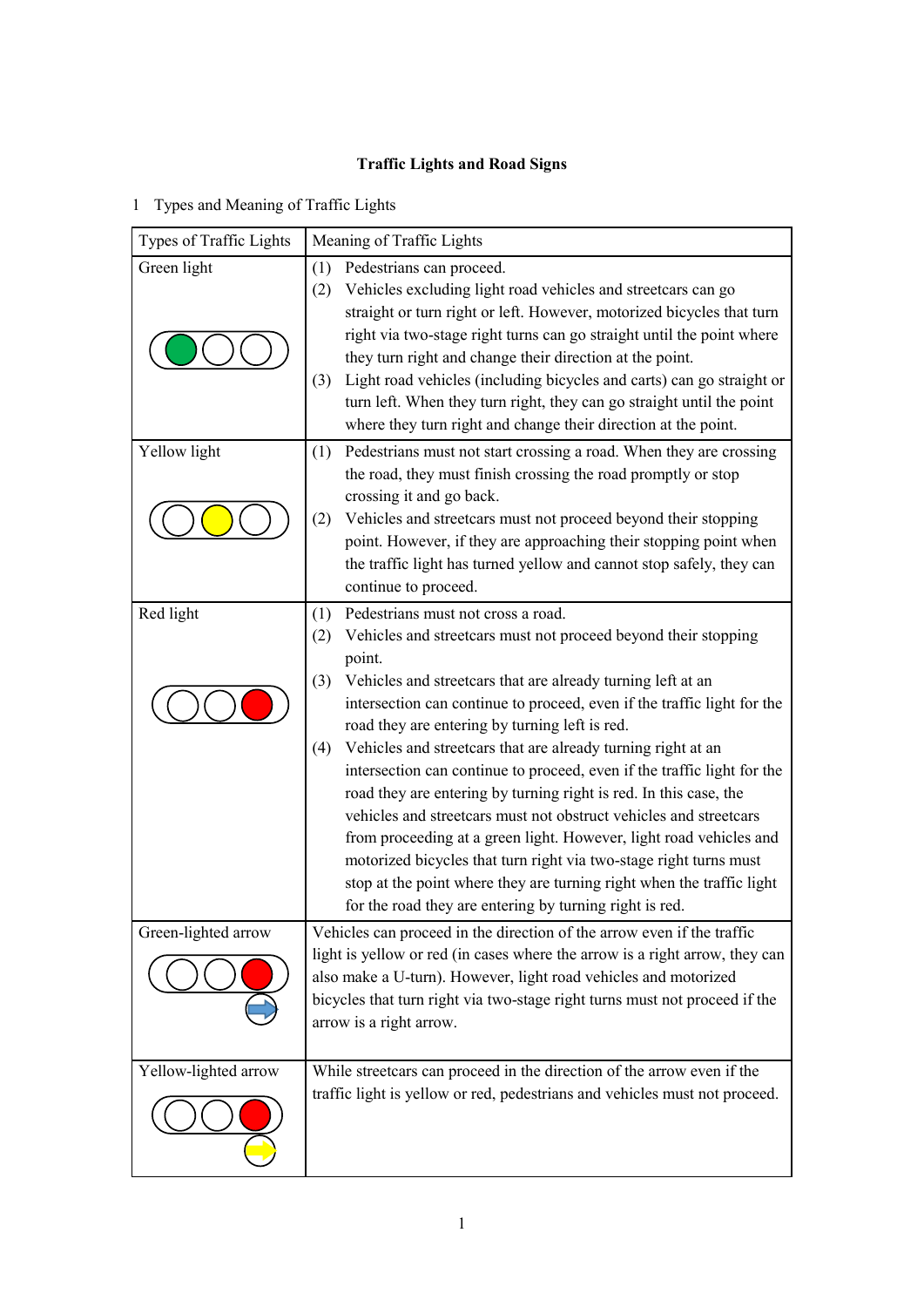# Traffic Lights and Road Signs

1 Types and Meaning of Traffic Lights

| Types of Traffic Lights | Meaning of Traffic Lights |
|---|---|
| Green light | (1) Pedestrians can proceed.<br>(2) Vehicles excluding light road vehicles and streetcars can go straight or turn right or left. However, motorized bicycles that turn right via two-stage right turns can go straight until the point where they turn right and change their direction at the point.<br>(3) Light road vehicles (including bicycles and carts) can go straight or turn left. When they turn right, they can go straight until the point where they turn right and change their direction at the point. |
| Yellow light | (1) Pedestrians must not start crossing a road. When they are crossing the road, they must finish crossing the road promptly or stop crossing it and go back.<br>(2) Vehicles and streetcars must not proceed beyond their stopping point. However, if they are approaching their stopping point when the traffic light has turned yellow and cannot stop safely, they can continue to proceed. |
| Red light | (1) Pedestrians must not cross a road.<br>(2) Vehicles and streetcars must not proceed beyond their stopping point.<br>(3) Vehicles and streetcars that are already turning left at an intersection can continue to proceed, even if the traffic light for the road they are entering by turning left is red.<br>(4) Vehicles and streetcars that are already turning right at an intersection can continue to proceed, even if the traffic light for the road they are entering by turning right is red. In this case, the vehicles and streetcars must not obstruct vehicles and streetcars from proceeding at a green light. However, light road vehicles and motorized bicycles that turn right via two-stage right turns must stop at the point where they are turning right when the traffic light for the road they are entering by turning right is red. |
| Green-lighted arrow | Vehicles can proceed in the direction of the arrow even if the traffic light is yellow or red (in cases where the arrow is a right arrow, they can also make a U-turn). However, light road vehicles and motorized bicycles that turn right via two-stage right turns must not proceed if the arrow is a right arrow. |
| Yellow-lighted arrow | While streetcars can proceed in the direction of the arrow even if the traffic light is yellow or red, pedestrians and vehicles must not proceed. |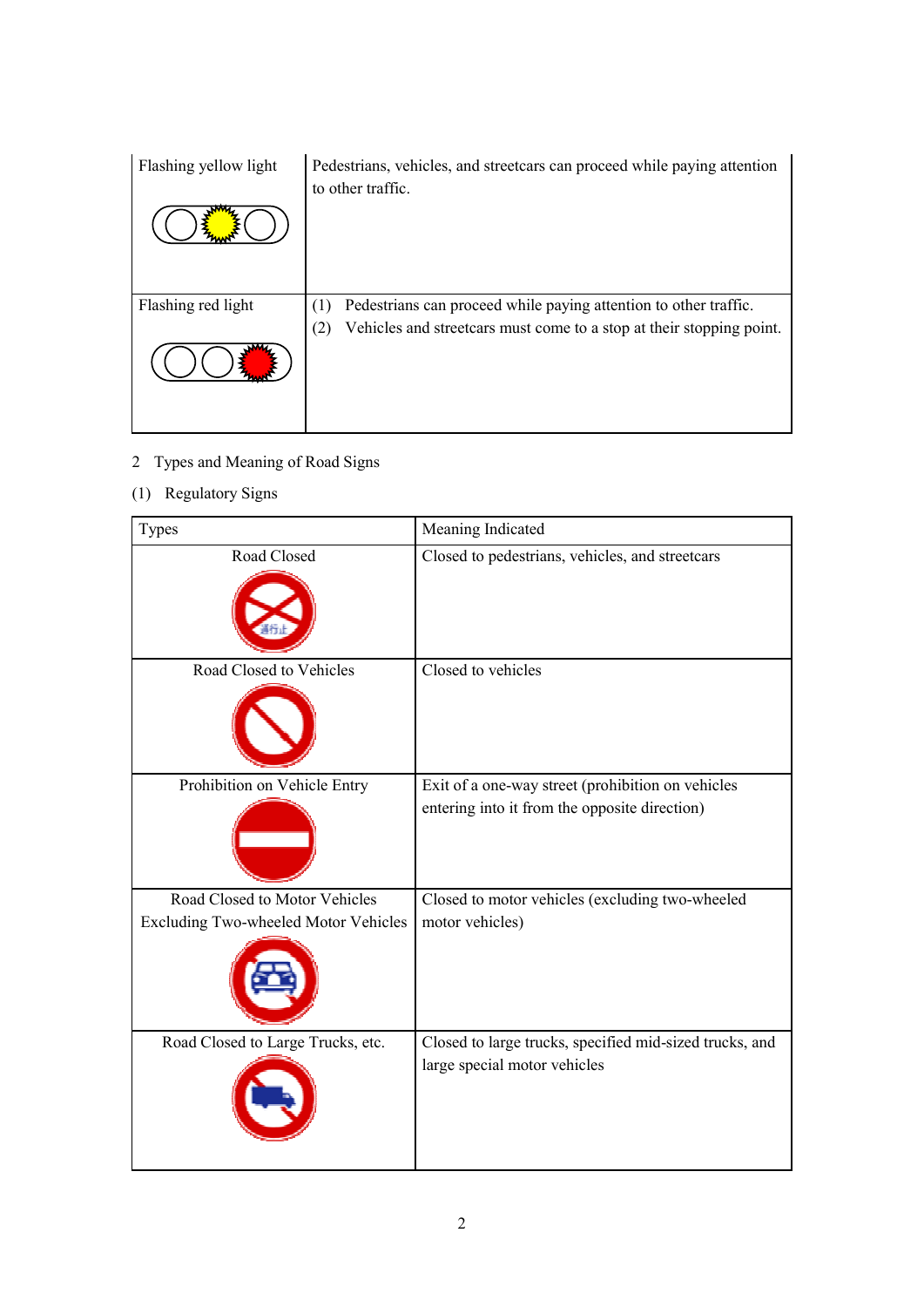| Flashing yellow light | Pedestrians, vehicles, and streetcars can proceed while paying attention to other traffic. |
|---|---|
| Flashing red light | (1) Pedestrians can proceed while paying attention to other traffic.<br>(2) Vehicles and streetcars must come to a stop at their stopping point. |

2 Types and Meaning of Road Signs

(1) Regulatory Signs

| Types | Meaning Indicated |
|---|---|
| Road Closed | Closed to pedestrians, vehicles, and streetcars |
| Road Closed to Vehicles | Closed to vehicles |
| Prohibition on Vehicle Entry | Exit of a one-way street (prohibition on vehicles entering into it from the opposite direction) |
| Road Closed to Motor Vehicles Excluding Two-wheeled Motor Vehicles | Closed to motor vehicles (excluding two-wheeled motor vehicles) |
| Road Closed to Large Trucks, etc. | Closed to large trucks, specified mid-sized trucks, and large special motor vehicles |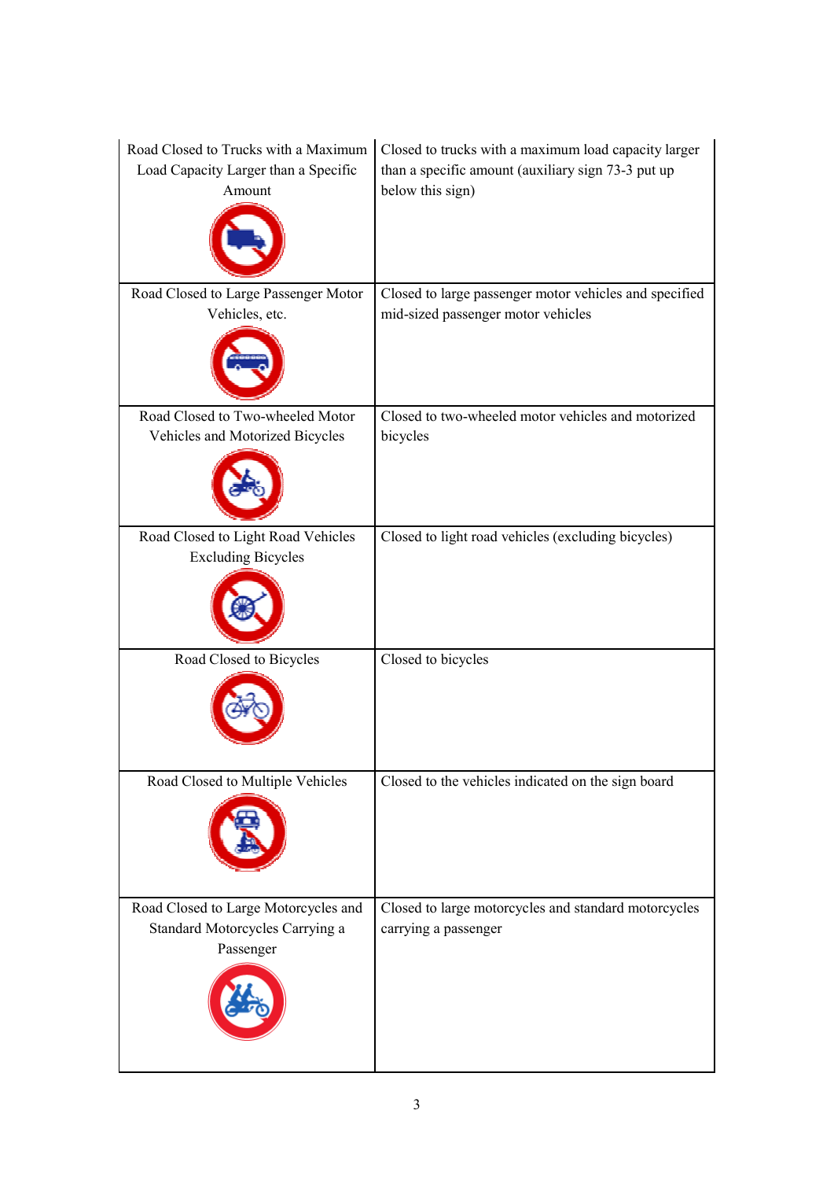| | |
|---|---|
| Road Closed to Trucks with a Maximum Load Capacity Larger than a Specific Amount | Closed to trucks with a maximum load capacity larger than a specific amount (auxiliary sign 73-3 put up below this sign) |
| Road Closed to Large Passenger Motor Vehicles, etc. | Closed to large passenger motor vehicles and specified mid-sized passenger motor vehicles |
| Road Closed to Two-wheeled Motor Vehicles and Motorized Bicycles | Closed to two-wheeled motor vehicles and motorized bicycles |
| Road Closed to Light Road Vehicles Excluding Bicycles | Closed to light road vehicles (excluding bicycles) |
| Road Closed to Bicycles | Closed to bicycles |
| Road Closed to Multiple Vehicles | Closed to the vehicles indicated on the sign board |
| Road Closed to Large Motorcycles and Standard Motorcycles Carrying a Passenger | Closed to large motorcycles and standard motorcycles carrying a passenger |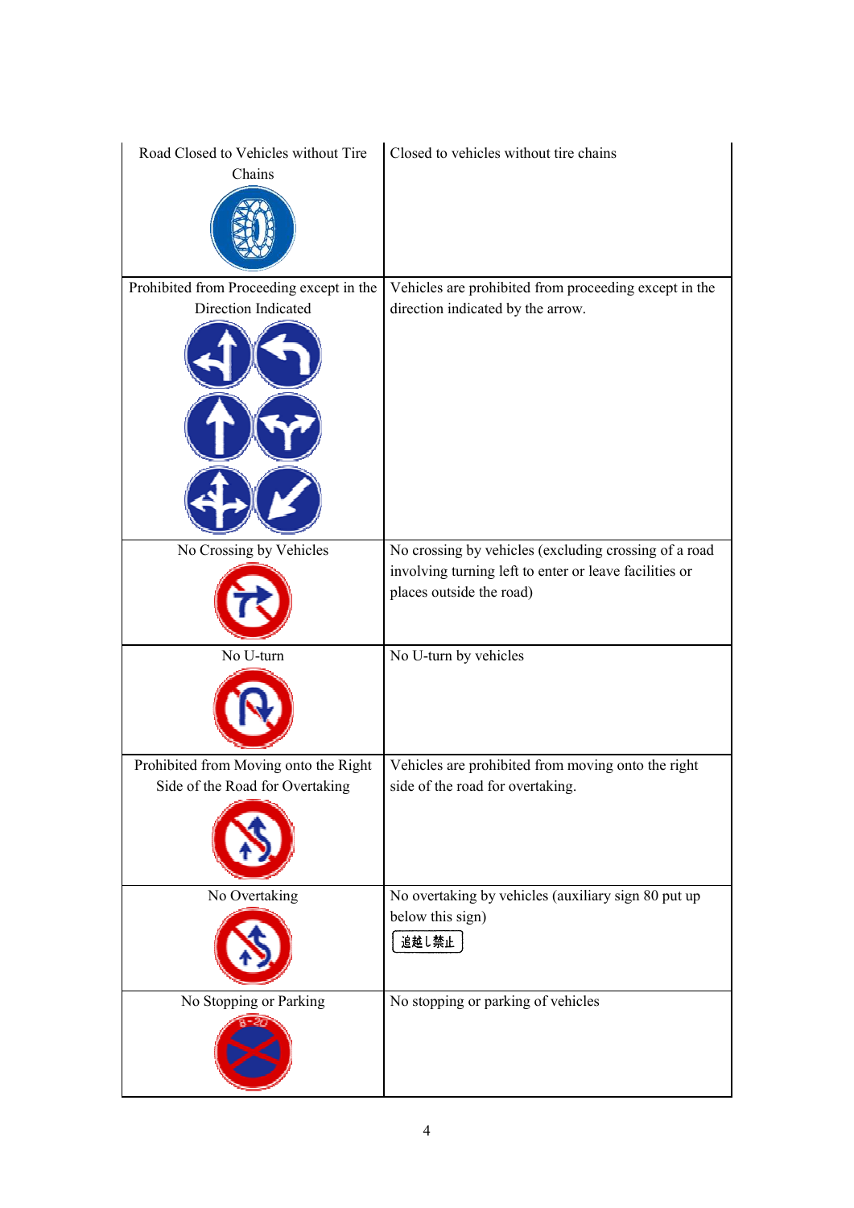| | |
|---|---|
| Road Closed to Vehicles without Tire Chains | Closed to vehicles without tire chains |
| Prohibited from Proceeding except in the Direction Indicated | Vehicles are prohibited from proceeding except in the direction indicated by the arrow. |
| No Crossing by Vehicles | No crossing by vehicles (excluding crossing of a road involving turning left to enter or leave facilities or places outside the road) |
| No U-turn | No U-turn by vehicles |
| Prohibited from Moving onto the Right Side of the Road for Overtaking | Vehicles are prohibited from moving onto the right side of the road for overtaking. |
| No Overtaking | No overtaking by vehicles (auxiliary sign 80 put up below this sign) 追越し禁止 |
| No Stopping or Parking | No stopping or parking of vehicles |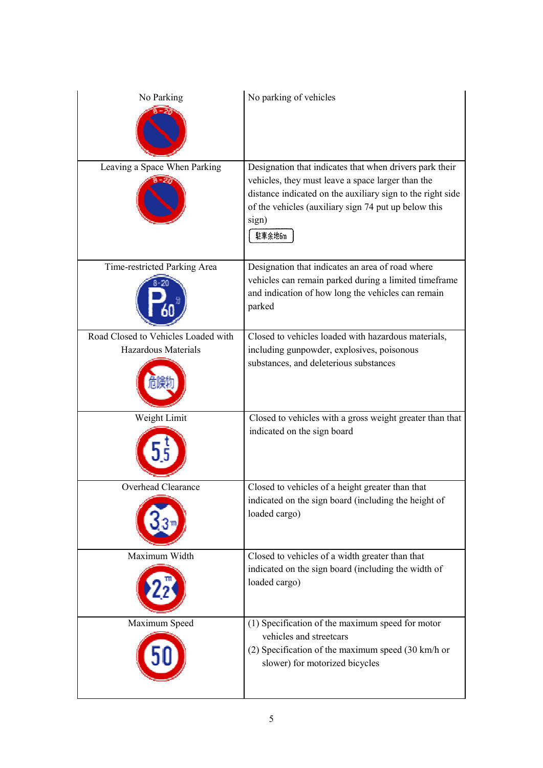| | |
|---|---|
| No Parking | No parking of vehicles |
| Leaving a Space When Parking | Designation that indicates that when drivers park their vehicles, they must leave a space larger than the distance indicated on the auxiliary sign to the right side of the vehicles (auxiliary sign 74 put up below this sign) 駐車余地6m |
| Time-restricted Parking Area | Designation that indicates an area of road where vehicles can remain parked during a limited timeframe and indication of how long the vehicles can remain parked |
| Road Closed to Vehicles Loaded with Hazardous Materials | Closed to vehicles loaded with hazardous materials, including gunpowder, explosives, poisonous substances, and deleterious substances |
| Weight Limit | Closed to vehicles with a gross weight greater than that indicated on the sign board |
| Overhead Clearance | Closed to vehicles of a height greater than that indicated on the sign board (including the height of loaded cargo) |
| Maximum Width | Closed to vehicles of a width greater than that indicated on the sign board (including the width of loaded cargo) |
| Maximum Speed | (1) Specification of the maximum speed for motor vehicles and streetcars<br>(2) Specification of the maximum speed (30 km/h or slower) for motorized bicycles |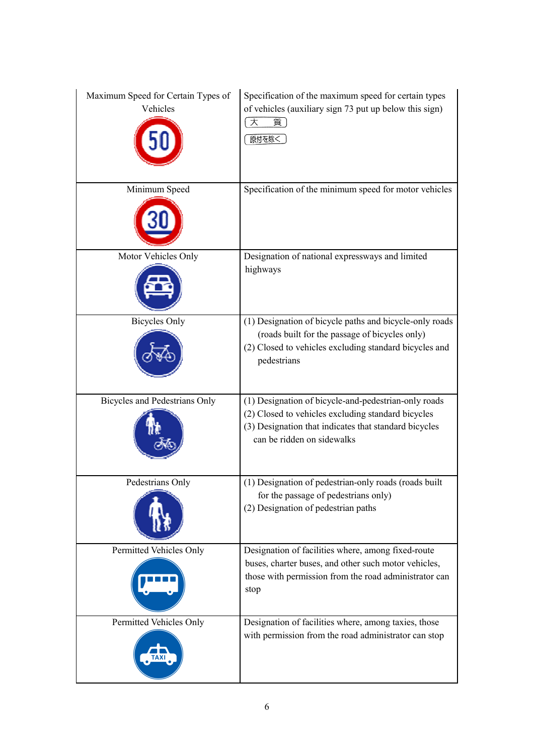| | |
|---|---|
| Maximum Speed for Certain Types of Vehicles | Specification of the maximum speed for certain types of vehicles (auxiliary sign 73 put up below this sign)<br>大　貨<br>原付を除く |
| Minimum Speed | Specification of the minimum speed for motor vehicles |
| Motor Vehicles Only | Designation of national expressways and limited highways |
| Bicycles Only | (1) Designation of bicycle paths and bicycle-only roads (roads built for the passage of bicycles only)<br>(2) Closed to vehicles excluding standard bicycles and pedestrians |
| Bicycles and Pedestrians Only | (1) Designation of bicycle-and-pedestrian-only roads<br>(2) Closed to vehicles excluding standard bicycles<br>(3) Designation that indicates that standard bicycles can be ridden on sidewalks |
| Pedestrians Only | (1) Designation of pedestrian-only roads (roads built for the passage of pedestrians only)<br>(2) Designation of pedestrian paths |
| Permitted Vehicles Only | Designation of facilities where, among fixed-route buses, charter buses, and other such motor vehicles, those with permission from the road administrator can stop |
| Permitted Vehicles Only | Designation of facilities where, among taxies, those with permission from the road administrator can stop |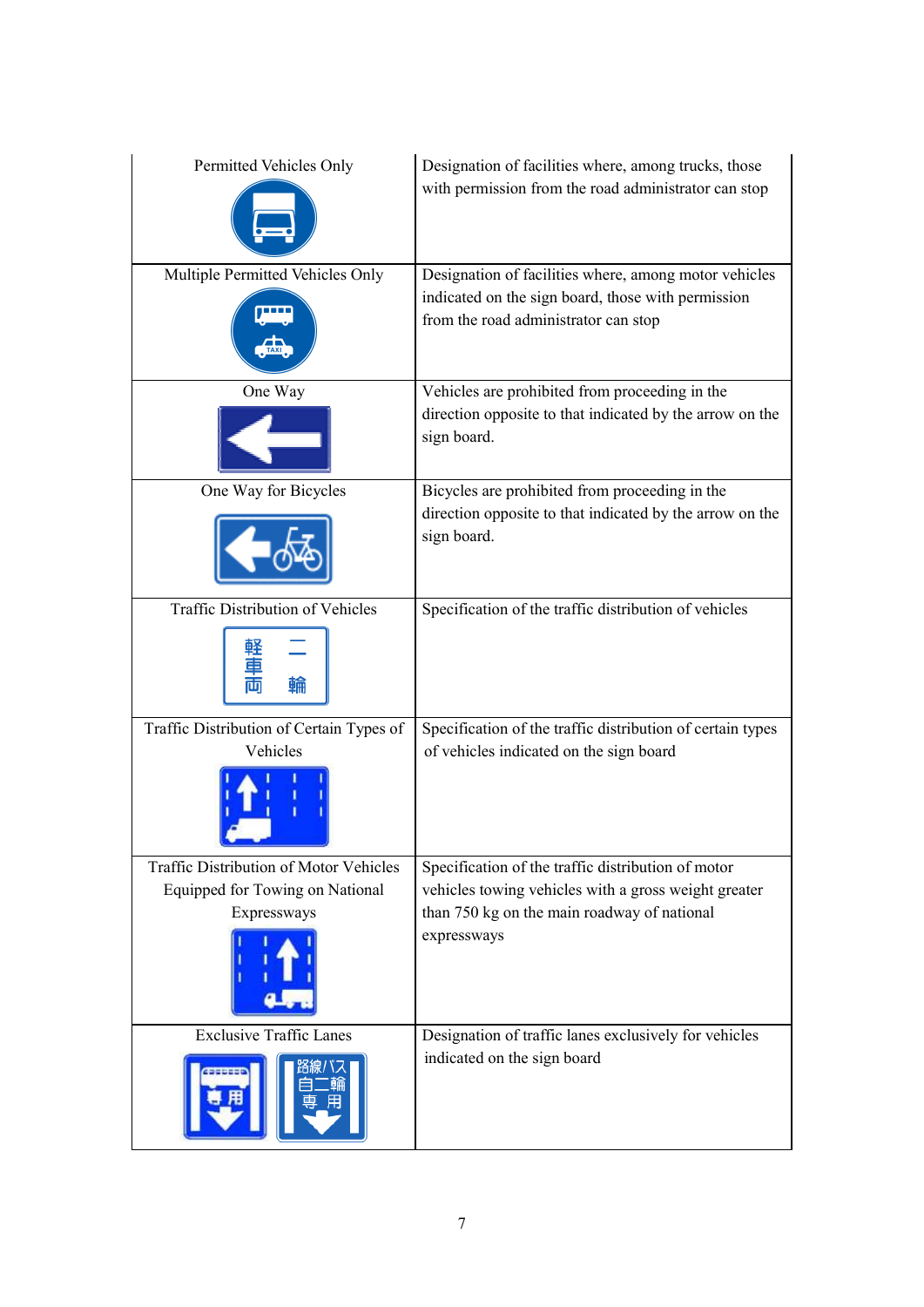| | |
|---|---|
| Permitted Vehicles Only | Designation of facilities where, among trucks, those with permission from the road administrator can stop |
| Multiple Permitted Vehicles Only | Designation of facilities where, among motor vehicles indicated on the sign board, those with permission from the road administrator can stop |
| One Way | Vehicles are prohibited from proceeding in the direction opposite to that indicated by the arrow on the sign board. |
| One Way for Bicycles | Bicycles are prohibited from proceeding in the direction opposite to that indicated by the arrow on the sign board. |
| Traffic Distribution of Vehicles | Specification of the traffic distribution of vehicles |
| Traffic Distribution of Certain Types of Vehicles | Specification of the traffic distribution of certain types of vehicles indicated on the sign board |
| Traffic Distribution of Motor Vehicles Equipped for Towing on National Expressways | Specification of the traffic distribution of motor vehicles towing vehicles with a gross weight greater than 750 kg on the main roadway of national expressways |
| Exclusive Traffic Lanes | Designation of traffic lanes exclusively for vehicles indicated on the sign board |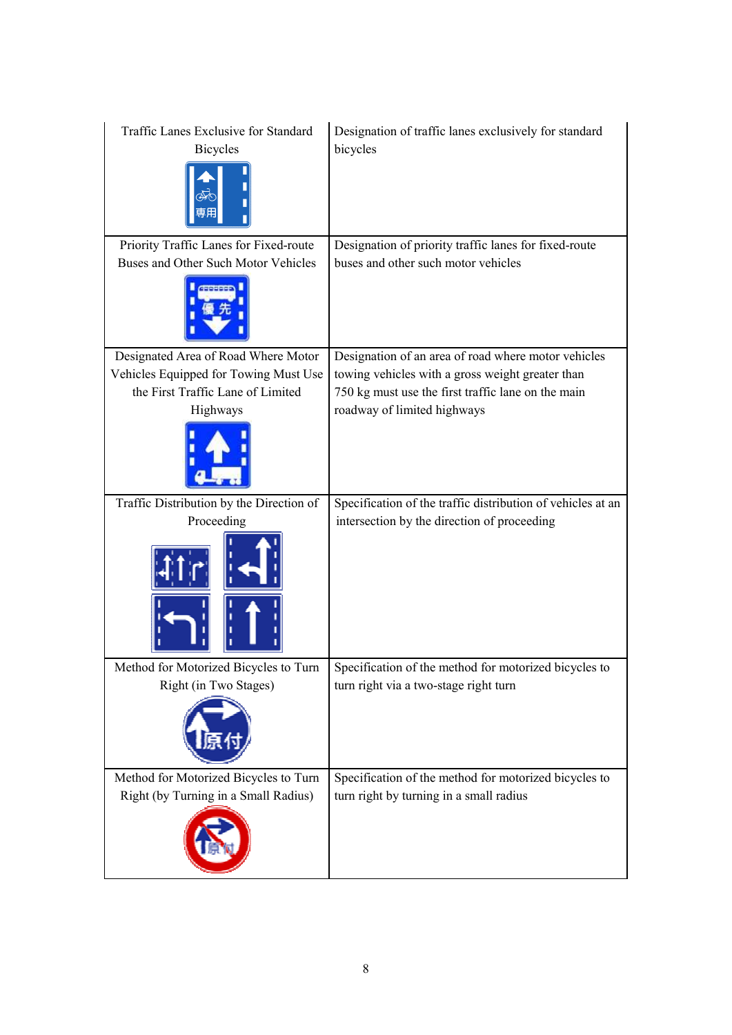| | |
|---|---|
| Traffic Lanes Exclusive for Standard Bicycles | Designation of traffic lanes exclusively for standard bicycles |
| Priority Traffic Lanes for Fixed-route Buses and Other Such Motor Vehicles | Designation of priority traffic lanes for fixed-route buses and other such motor vehicles |
| Designated Area of Road Where Motor Vehicles Equipped for Towing Must Use the First Traffic Lane of Limited Highways | Designation of an area of road where motor vehicles towing vehicles with a gross weight greater than 750 kg must use the first traffic lane on the main roadway of limited highways |
| Traffic Distribution by the Direction of Proceeding | Specification of the traffic distribution of vehicles at an intersection by the direction of proceeding |
| Method for Motorized Bicycles to Turn Right (in Two Stages) | Specification of the method for motorized bicycles to turn right via a two-stage right turn |
| Method for Motorized Bicycles to Turn Right (by Turning in a Small Radius) | Specification of the method for motorized bicycles to turn right by turning in a small radius |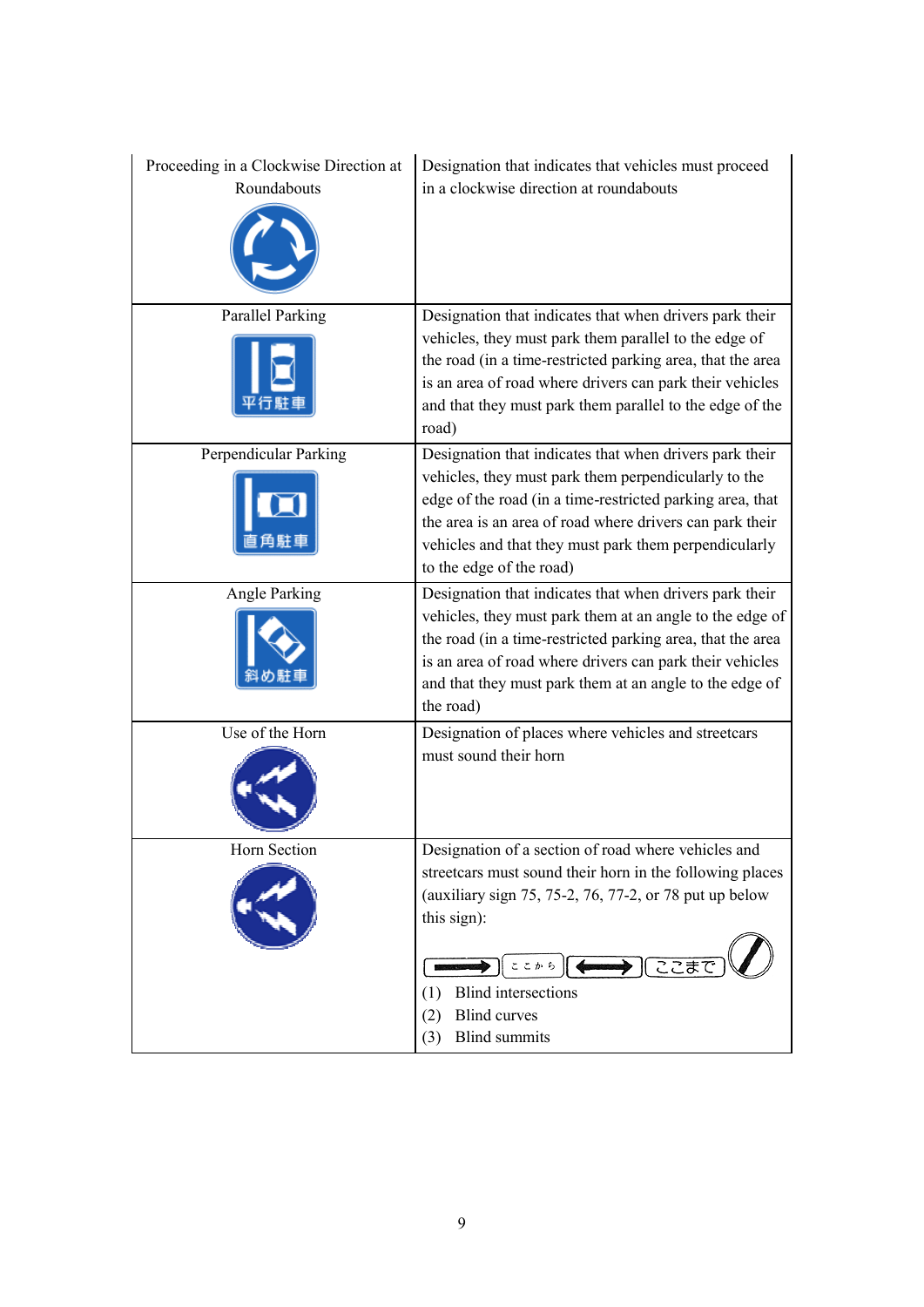| | |
|---|---|
| Proceeding in a Clockwise Direction at Roundabouts | Designation that indicates that vehicles must proceed in a clockwise direction at roundabouts |
| Parallel Parking<br>平行駐車 | Designation that indicates that when drivers park their vehicles, they must park them parallel to the edge of the road (in a time-restricted parking area, that the area is an area of road where drivers can park their vehicles and that they must park them parallel to the edge of the road) |
| Perpendicular Parking<br>直角駐車 | Designation that indicates that when drivers park their vehicles, they must park them perpendicularly to the edge of the road (in a time-restricted parking area, that the area is an area of road where drivers can park their vehicles and that they must park them perpendicularly to the edge of the road) |
| Angle Parking<br>斜め駐車 | Designation that indicates that when drivers park their vehicles, they must park them at an angle to the edge of the road (in a time-restricted parking area, that the area is an area of road where drivers can park their vehicles and that they must park them at an angle to the edge of the road) |
| Use of the Horn | Designation of places where vehicles and streetcars must sound their horn |
| Horn Section | Designation of a section of road where vehicles and streetcars must sound their horn in the following places (auxiliary sign 75, 75-2, 76, 77-2, or 78 put up below this sign):<br>ここから ここまで<br>(1) Blind intersections<br>(2) Blind curves<br>(3) Blind summits |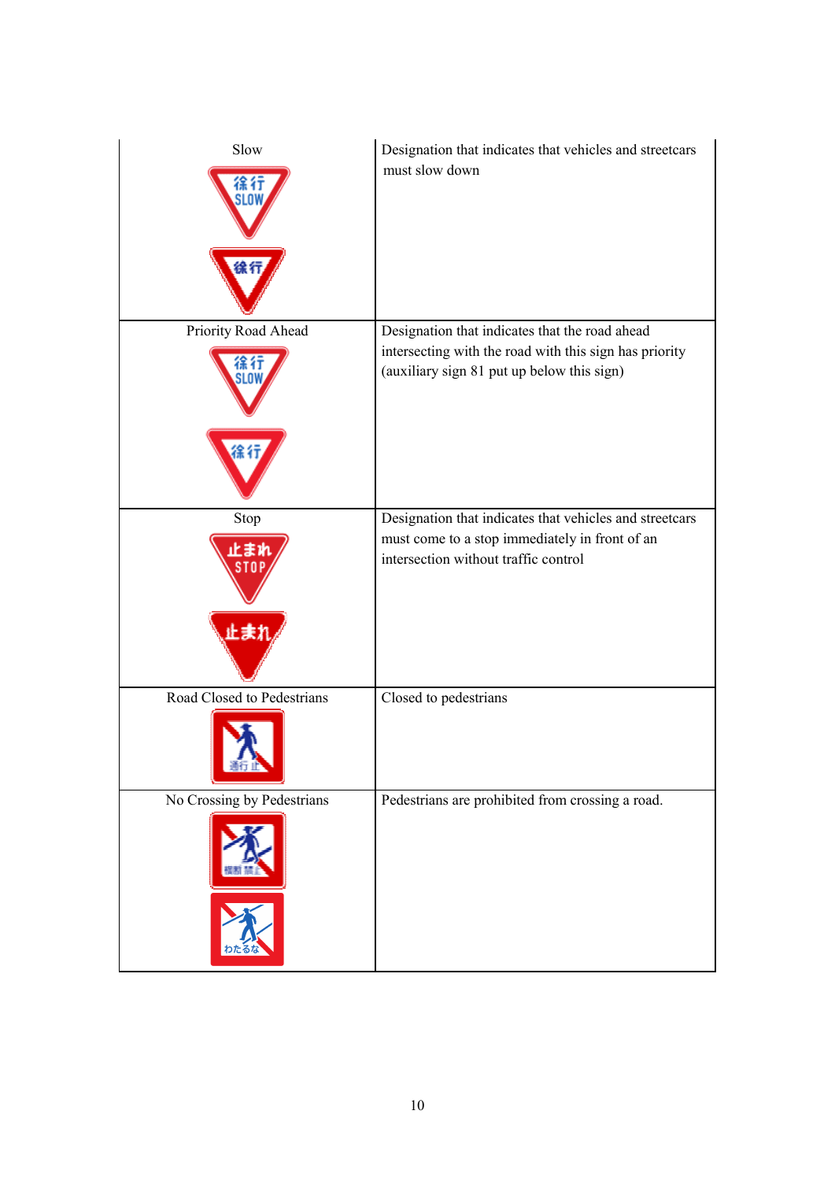| | |
|---|---|
| Slow | Designation that indicates that vehicles and streetcars must slow down |
| Priority Road Ahead | Designation that indicates that the road ahead intersecting with the road with this sign has priority (auxiliary sign 81 put up below this sign) |
| Stop | Designation that indicates that vehicles and streetcars must come to a stop immediately in front of an intersection without traffic control |
| Road Closed to Pedestrians | Closed to pedestrians |
| No Crossing by Pedestrians | Pedestrians are prohibited from crossing a road. |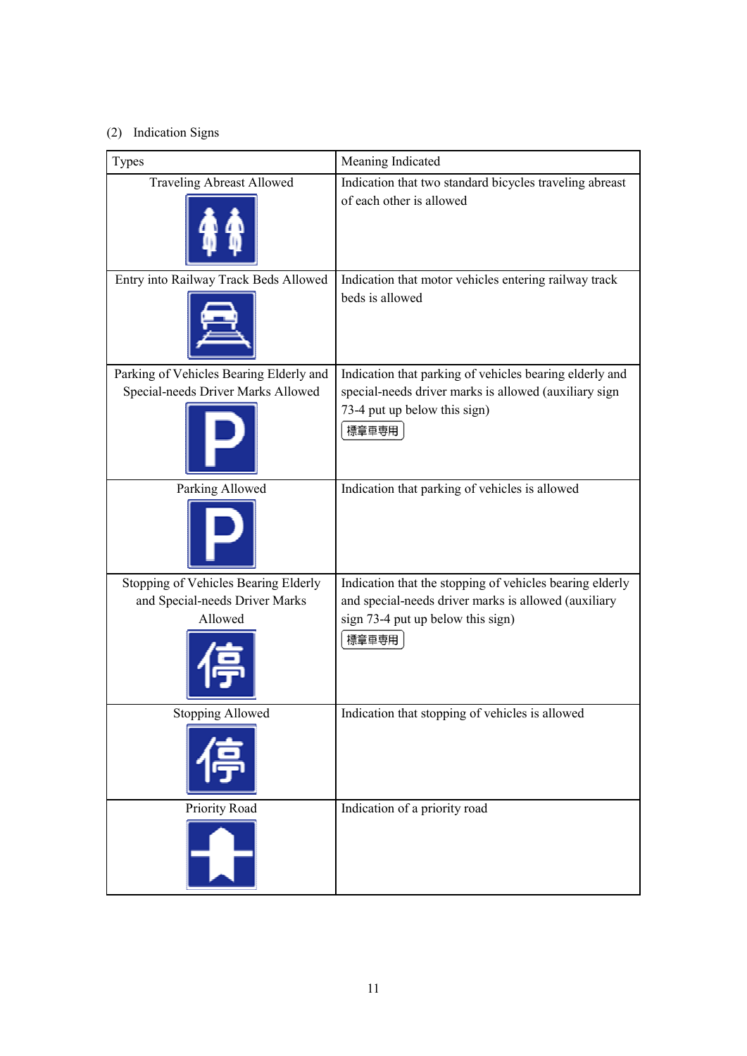(2) Indication Signs

| Types | Meaning Indicated |
| --- | --- |
| Traveling Abreast Allowed | Indication that two standard bicycles traveling abreast of each other is allowed |
| Entry into Railway Track Beds Allowed | Indication that motor vehicles entering railway track beds is allowed |
| Parking of Vehicles Bearing Elderly and Special-needs Driver Marks Allowed | Indication that parking of vehicles bearing elderly and special-needs driver marks is allowed (auxiliary sign 73-4 put up below this sign) 標章車専用 |
| Parking Allowed | Indication that parking of vehicles is allowed |
| Stopping of Vehicles Bearing Elderly and Special-needs Driver Marks Allowed | Indication that the stopping of vehicles bearing elderly and special-needs driver marks is allowed (auxiliary sign 73-4 put up below this sign) 標章車専用 |
| Stopping Allowed | Indication that stopping of vehicles is allowed |
| Priority Road | Indication of a priority road |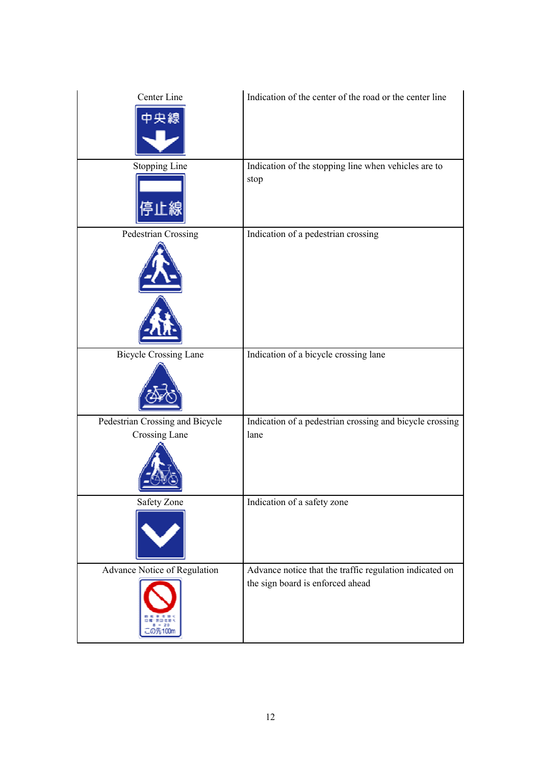| | |
|---|---|
| Center Line<br>中央線 | Indication of the center of the road or the center line |
| Stopping Line<br>停止線 | Indication of the stopping line when vehicles are to stop |
| Pedestrian Crossing | Indication of a pedestrian crossing |
| Bicycle Crossing Lane | Indication of a bicycle crossing lane |
| Pedestrian Crossing and Bicycle Crossing Lane | Indication of a pedestrian crossing and bicycle crossing lane |
| Safety Zone | Indication of a safety zone |
| Advance Notice of Regulation<br>この先100m | Advance notice that the traffic regulation indicated on the sign board is enforced ahead |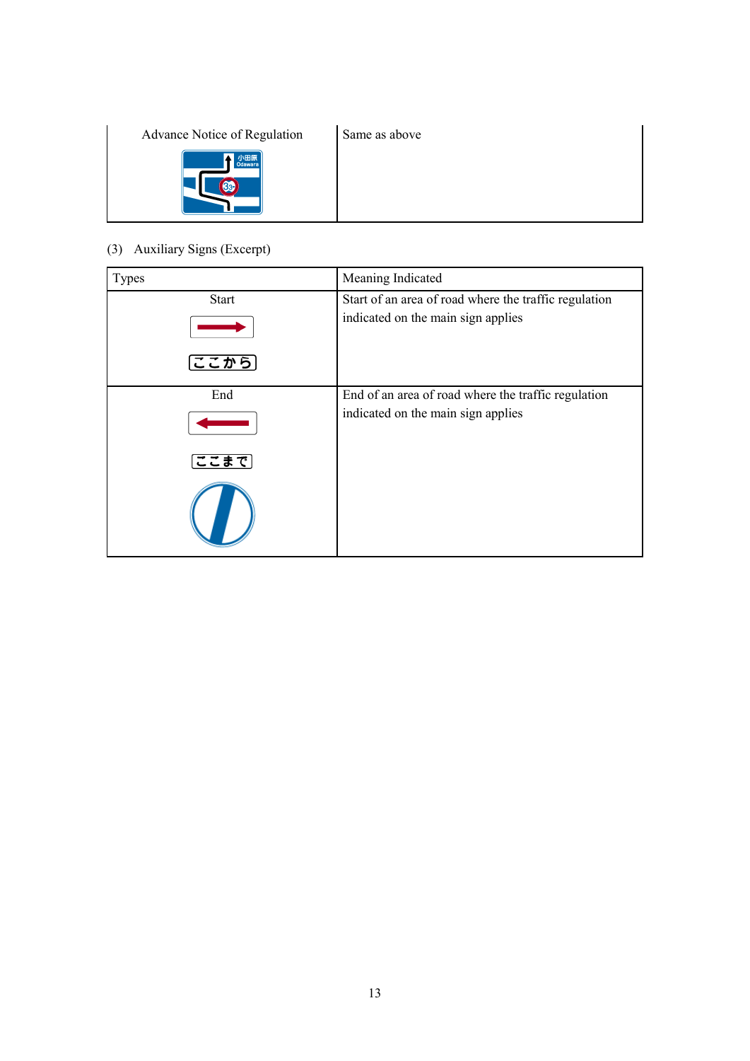| | |
|---|---|
| Advance Notice of Regulation | Same as above |

(3) Auxiliary Signs (Excerpt)

| Types | Meaning Indicated |
|---|---|
| Start<br>ここから | Start of an area of road where the traffic regulation indicated on the main sign applies |
| End<br>ここまで | End of an area of road where the traffic regulation indicated on the main sign applies |